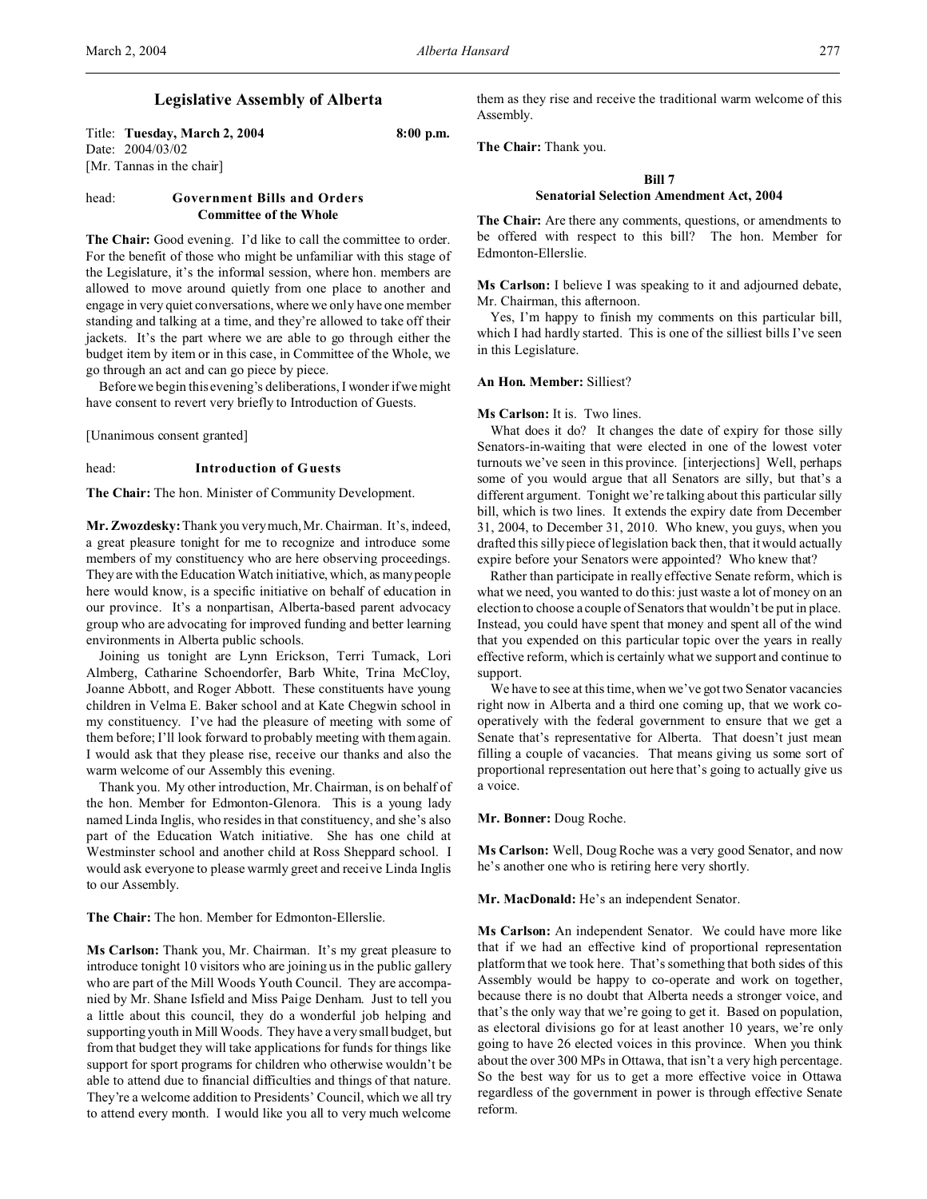# Legislative Assembly of Alberta

Title: **Tuesday, March 2, 2004** **8:00 p.m.**
Date: 2004/03/02
[Mr. Tannas in the chair]

head: **Government Bills and Orders**
**Committee of the Whole**

**The Chair:** Good evening. I'd like to call the committee to order. For the benefit of those who might be unfamiliar with this stage of the Legislature, it's the informal session, where hon. members are allowed to move around quietly from one place to another and engage in very quiet conversations, where we only have one member standing and talking at a time, and they're allowed to take off their jackets. It's the part where we are able to go through either the budget item by item or in this case, in Committee of the Whole, we go through an act and can go piece by piece.

Before we begin this evening's deliberations, I wonder if we might have consent to revert very briefly to Introduction of Guests.

[Unanimous consent granted]

head: **Introduction of Guests**

**The Chair:** The hon. Minister of Community Development.

**Mr. Zwozdesky:** Thank you very much, Mr. Chairman. It's, indeed, a great pleasure tonight for me to recognize and introduce some members of my constituency who are here observing proceedings. They are with the Education Watch initiative, which, as many people here would know, is a specific initiative on behalf of education in our province. It's a nonpartisan, Alberta-based parent advocacy group who are advocating for improved funding and better learning environments in Alberta public schools.

Joining us tonight are Lynn Erickson, Terri Tumack, Lori Almberg, Catharine Schoendorfer, Barb White, Trina McCloy, Joanne Abbott, and Roger Abbott. These constituents have young children in Velma E. Baker school and at Kate Chegwin school in my constituency. I've had the pleasure of meeting with some of them before; I'll look forward to probably meeting with them again. I would ask that they please rise, receive our thanks and also the warm welcome of our Assembly this evening.

Thank you. My other introduction, Mr. Chairman, is on behalf of the hon. Member for Edmonton-Glenora. This is a young lady named Linda Inglis, who resides in that constituency, and she's also part of the Education Watch initiative. She has one child at Westminster school and another child at Ross Sheppard school. I would ask everyone to please warmly greet and receive Linda Inglis to our Assembly.

**The Chair:** The hon. Member for Edmonton-Ellerslie.

**Ms Carlson:** Thank you, Mr. Chairman. It's my great pleasure to introduce tonight 10 visitors who are joining us in the public gallery who are part of the Mill Woods Youth Council. They are accompanied by Mr. Shane Isfield and Miss Paige Denham. Just to tell you a little about this council, they do a wonderful job helping and supporting youth in Mill Woods. They have a very small budget, but from that budget they will take applications for funds for things like support for sport programs for children who otherwise wouldn't be able to attend due to financial difficulties and things of that nature. They're a welcome addition to Presidents' Council, which we all try to attend every month. I would like you all to very much welcome them as they rise and receive the traditional warm welcome of this Assembly.

**The Chair:** Thank you.

**Bill 7**
**Senatorial Selection Amendment Act, 2004**

**The Chair:** Are there any comments, questions, or amendments to be offered with respect to this bill? The hon. Member for Edmonton-Ellerslie.

**Ms Carlson:** I believe I was speaking to it and adjourned debate, Mr. Chairman, this afternoon.

Yes, I'm happy to finish my comments on this particular bill, which I had hardly started. This is one of the silliest bills I've seen in this Legislature.

**An Hon. Member:** Silliest?

**Ms Carlson:** It is. Two lines.

What does it do? It changes the date of expiry for those silly Senators-in-waiting that were elected in one of the lowest voter turnouts we've seen in this province. [interjections] Well, perhaps some of you would argue that all Senators are silly, but that's a different argument. Tonight we're talking about this particular silly bill, which is two lines. It extends the expiry date from December 31, 2004, to December 31, 2010. Who knew, you guys, when you drafted this silly piece of legislation back then, that it would actually expire before your Senators were appointed? Who knew that?

Rather than participate in really effective Senate reform, which is what we need, you wanted to do this: just waste a lot of money on an election to choose a couple of Senators that wouldn't be put in place. Instead, you could have spent that money and spent all of the wind that you expended on this particular topic over the years in really effective reform, which is certainly what we support and continue to support.

We have to see at this time, when we've got two Senator vacancies right now in Alberta and a third one coming up, that we work co-operatively with the federal government to ensure that we get a Senate that's representative for Alberta. That doesn't just mean filling a couple of vacancies. That means giving us some sort of proportional representation out here that's going to actually give us a voice.

**Mr. Bonner:** Doug Roche.

**Ms Carlson:** Well, Doug Roche was a very good Senator, and now he's another one who is retiring here very shortly.

**Mr. MacDonald:** He's an independent Senator.

**Ms Carlson:** An independent Senator. We could have more like that if we had an effective kind of proportional representation platform that we took here. That's something that both sides of this Assembly would be happy to co-operate and work on together, because there is no doubt that Alberta needs a stronger voice, and that's the only way that we're going to get it. Based on population, as electoral divisions go for at least another 10 years, we're only going to have 26 elected voices in this province. When you think about the over 300 MPs in Ottawa, that isn't a very high percentage. So the best way for us to get a more effective voice in Ottawa regardless of the government in power is through effective Senate reform.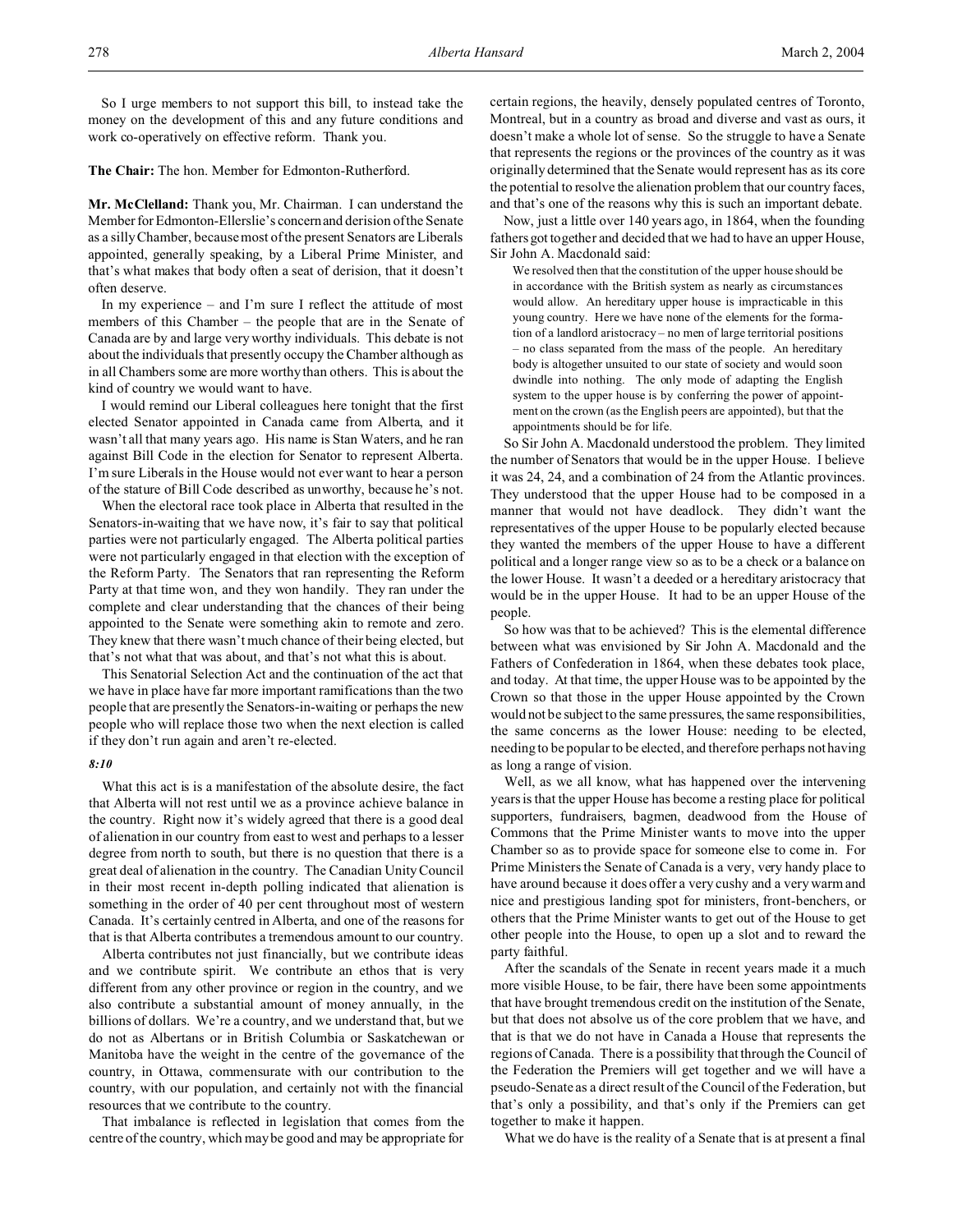So I urge members to not support this bill, to instead take the money on the development of this and any future conditions and work co-operatively on effective reform. Thank you.

**The Chair:** The hon. Member for Edmonton-Rutherford.

**Mr. McClelland:** Thank you, Mr. Chairman. I can understand the Member for Edmonton-Ellerslie's concern and derision of the Senate as a silly Chamber, because most of the present Senators are Liberals appointed, generally speaking, by a Liberal Prime Minister, and that's what makes that body often a seat of derision, that it doesn't often deserve.

In my experience – and I'm sure I reflect the attitude of most members of this Chamber – the people that are in the Senate of Canada are by and large very worthy individuals. This debate is not about the individuals that presently occupy the Chamber although as in all Chambers some are more worthy than others. This is about the kind of country we would want to have.

I would remind our Liberal colleagues here tonight that the first elected Senator appointed in Canada came from Alberta, and it wasn't all that many years ago. His name is Stan Waters, and he ran against Bill Code in the election for Senator to represent Alberta. I'm sure Liberals in the House would not ever want to hear a person of the stature of Bill Code described as unworthy, because he's not.

When the electoral race took place in Alberta that resulted in the Senators-in-waiting that we have now, it's fair to say that political parties were not particularly engaged. The Alberta political parties were not particularly engaged in that election with the exception of the Reform Party. The Senators that ran representing the Reform Party at that time won, and they won handily. They ran under the complete and clear understanding that the chances of their being appointed to the Senate were something akin to remote and zero. They knew that there wasn't much chance of their being elected, but that's not what that was about, and that's not what this is about.

This Senatorial Selection Act and the continuation of the act that we have in place have far more important ramifications than the two people that are presently the Senators-in-waiting or perhaps the new people who will replace those two when the next election is called if they don't run again and aren't re-elected.

*8:10*

What this act is is a manifestation of the absolute desire, the fact that Alberta will not rest until we as a province achieve balance in the country. Right now it's widely agreed that there is a good deal of alienation in our country from east to west and perhaps to a lesser degree from north to south, but there is no question that there is a great deal of alienation in the country. The Canadian Unity Council in their most recent in-depth polling indicated that alienation is something in the order of 40 per cent throughout most of western Canada. It's certainly centred in Alberta, and one of the reasons for that is that Alberta contributes a tremendous amount to our country.

Alberta contributes not just financially, but we contribute ideas and we contribute spirit. We contribute an ethos that is very different from any other province or region in the country, and we also contribute a substantial amount of money annually, in the billions of dollars. We're a country, and we understand that, but we do not as Albertans or in British Columbia or Saskatchewan or Manitoba have the weight in the centre of the governance of the country, in Ottawa, commensurate with our contribution to the country, with our population, and certainly not with the financial resources that we contribute to the country.

That imbalance is reflected in legislation that comes from the centre of the country, which may be good and may be appropriate for certain regions, the heavily, densely populated centres of Toronto, Montreal, but in a country as broad and diverse and vast as ours, it doesn't make a whole lot of sense. So the struggle to have a Senate that represents the regions or the provinces of the country as it was originally determined that the Senate would represent has as its core the potential to resolve the alienation problem that our country faces, and that's one of the reasons why this is such an important debate.

Now, just a little over 140 years ago, in 1864, when the founding fathers got together and decided that we had to have an upper House, Sir John A. Macdonald said:

> We resolved then that the constitution of the upper house should be in accordance with the British system as nearly as circumstances would allow. An hereditary upper house is impracticable in this young country. Here we have none of the elements for the formation of a landlord aristocracy – no men of large territorial positions – no class separated from the mass of the people. An hereditary body is altogether unsuited to our state of society and would soon dwindle into nothing. The only mode of adapting the English system to the upper house is by conferring the power of appointment on the crown (as the English peers are appointed), but that the appointments should be for life.

So Sir John A. Macdonald understood the problem. They limited the number of Senators that would be in the upper House. I believe it was 24, 24, and a combination of 24 from the Atlantic provinces. They understood that the upper House had to be composed in a manner that would not have deadlock. They didn't want the representatives of the upper House to be popularly elected because they wanted the members of the upper House to have a different political and a longer range view so as to be a check or a balance on the lower House. It wasn't a deeded or a hereditary aristocracy that would be in the upper House. It had to be an upper House of the people.

So how was that to be achieved? This is the elemental difference between what was envisioned by Sir John A. Macdonald and the Fathers of Confederation in 1864, when these debates took place, and today. At that time, the upper House was to be appointed by the Crown so that those in the upper House appointed by the Crown would not be subject to the same pressures, the same responsibilities, the same concerns as the lower House: needing to be elected, needing to be popular to be elected, and therefore perhaps not having as long a range of vision.

Well, as we all know, what has happened over the intervening years is that the upper House has become a resting place for political supporters, fundraisers, bagmen, deadwood from the House of Commons that the Prime Minister wants to move into the upper Chamber so as to provide space for someone else to come in. For Prime Ministers the Senate of Canada is a very, very handy place to have around because it does offer a very cushy and a very warm and nice and prestigious landing spot for ministers, front-benchers, or others that the Prime Minister wants to get out of the House to get other people into the House, to open up a slot and to reward the party faithful.

After the scandals of the Senate in recent years made it a much more visible House, to be fair, there have been some appointments that have brought tremendous credit on the institution of the Senate, but that does not absolve us of the core problem that we have, and that is that we do not have in Canada a House that represents the regions of Canada. There is a possibility that through the Council of the Federation the Premiers will get together and we will have a pseudo-Senate as a direct result of the Council of the Federation, but that's only a possibility, and that's only if the Premiers can get together to make it happen.

What we do have is the reality of a Senate that is at present a final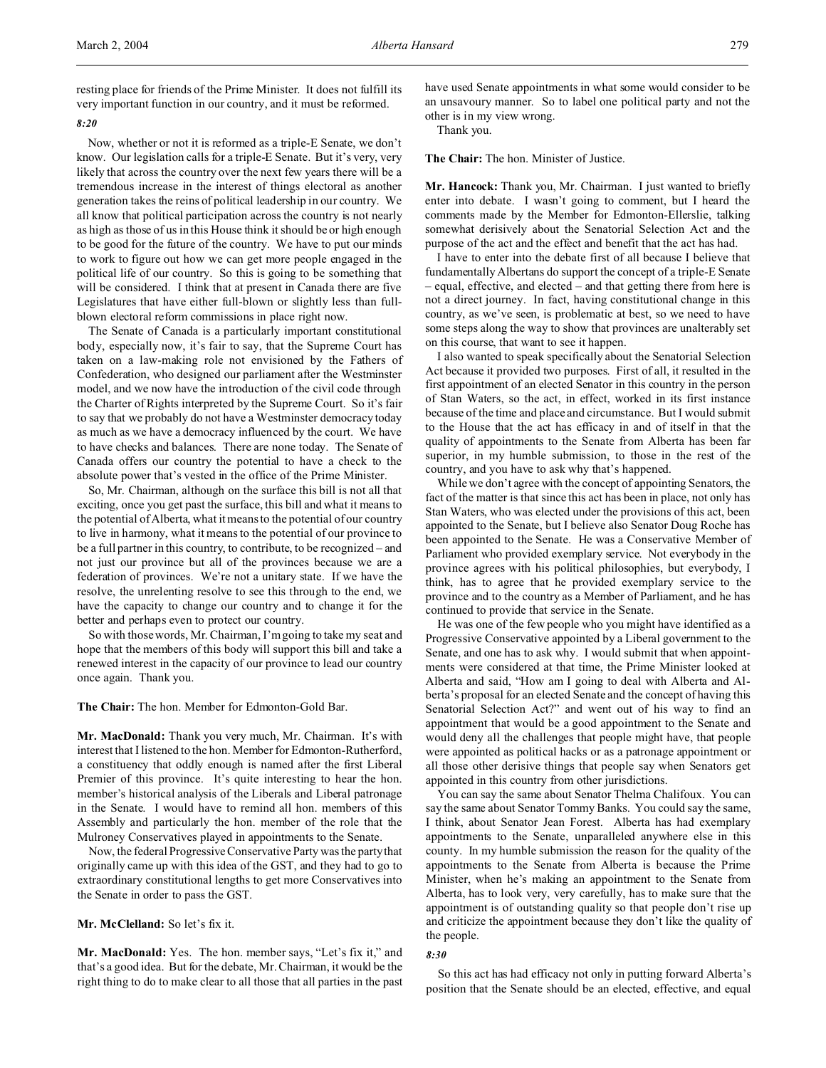resting place for friends of the Prime Minister. It does not fulfill its very important function in our country, and it must be reformed.

*8:20*

Now, whether or not it is reformed as a triple-E Senate, we don't know. Our legislation calls for a triple-E Senate. But it's very, very likely that across the country over the next few years there will be a tremendous increase in the interest of things electoral as another generation takes the reins of political leadership in our country. We all know that political participation across the country is not nearly as high as those of us in this House think it should be or high enough to be good for the future of the country. We have to put our minds to work to figure out how we can get more people engaged in the political life of our country. So this is going to be something that will be considered. I think that at present in Canada there are five Legislatures that have either full-blown or slightly less than full-blown electoral reform commissions in place right now.

The Senate of Canada is a particularly important constitutional body, especially now, it's fair to say, that the Supreme Court has taken on a law-making role not envisioned by the Fathers of Confederation, who designed our parliament after the Westminster model, and we now have the introduction of the civil code through the Charter of Rights interpreted by the Supreme Court. So it's fair to say that we probably do not have a Westminster democracy today as much as we have a democracy influenced by the court. We have to have checks and balances. There are none today. The Senate of Canada offers our country the potential to have a check to the absolute power that's vested in the office of the Prime Minister.

So, Mr. Chairman, although on the surface this bill is not all that exciting, once you get past the surface, this bill and what it means to the potential of Alberta, what it means to the potential of our country to live in harmony, what it means to the potential of our province to be a full partner in this country, to contribute, to be recognized – and not just our province but all of the provinces because we are a federation of provinces. We're not a unitary state. If we have the resolve, the unrelenting resolve to see this through to the end, we have the capacity to change our country and to change it for the better and perhaps even to protect our country.

So with those words, Mr. Chairman, I'm going to take my seat and hope that the members of this body will support this bill and take a renewed interest in the capacity of our province to lead our country once again. Thank you.

**The Chair:** The hon. Member for Edmonton-Gold Bar.

**Mr. MacDonald:** Thank you very much, Mr. Chairman. It's with interest that I listened to the hon. Member for Edmonton-Rutherford, a constituency that oddly enough is named after the first Liberal Premier of this province. It's quite interesting to hear the hon. member's historical analysis of the Liberals and Liberal patronage in the Senate. I would have to remind all hon. members of this Assembly and particularly the hon. member of the role that the Mulroney Conservatives played in appointments to the Senate.

Now, the federal Progressive Conservative Party was the party that originally came up with this idea of the GST, and they had to go to extraordinary constitutional lengths to get more Conservatives into the Senate in order to pass the GST.

**Mr. McClelland:** So let's fix it.

**Mr. MacDonald:** Yes. The hon. member says, "Let's fix it," and that's a good idea. But for the debate, Mr. Chairman, it would be the right thing to do to make clear to all those that all parties in the past have used Senate appointments in what some would consider to be an unsavoury manner. So to label one political party and not the other is in my view wrong.

Thank you.

**The Chair:** The hon. Minister of Justice.

**Mr. Hancock:** Thank you, Mr. Chairman. I just wanted to briefly enter into debate. I wasn't going to comment, but I heard the comments made by the Member for Edmonton-Ellerslie, talking somewhat derisively about the Senatorial Selection Act and the purpose of the act and the effect and benefit that the act has had.

I have to enter into the debate first of all because I believe that fundamentally Albertans do support the concept of a triple-E Senate – equal, effective, and elected – and that getting there from here is not a direct journey. In fact, having constitutional change in this country, as we've seen, is problematic at best, so we need to have some steps along the way to show that provinces are unalterably set on this course, that want to see it happen.

I also wanted to speak specifically about the Senatorial Selection Act because it provided two purposes. First of all, it resulted in the first appointment of an elected Senator in this country in the person of Stan Waters, so the act, in effect, worked in its first instance because of the time and place and circumstance. But I would submit to the House that the act has efficacy in and of itself in that the quality of appointments to the Senate from Alberta has been far superior, in my humble submission, to those in the rest of the country, and you have to ask why that's happened.

While we don't agree with the concept of appointing Senators, the fact of the matter is that since this act has been in place, not only has Stan Waters, who was elected under the provisions of this act, been appointed to the Senate, but I believe also Senator Doug Roche has been appointed to the Senate. He was a Conservative Member of Parliament who provided exemplary service. Not everybody in the province agrees with his political philosophies, but everybody, I think, has to agree that he provided exemplary service to the province and to the country as a Member of Parliament, and he has continued to provide that service in the Senate.

He was one of the few people who you might have identified as a Progressive Conservative appointed by a Liberal government to the Senate, and one has to ask why. I would submit that when appointments were considered at that time, the Prime Minister looked at Alberta and said, "How am I going to deal with Alberta and Alberta's proposal for an elected Senate and the concept of having this Senatorial Selection Act?" and went out of his way to find an appointment that would be a good appointment to the Senate and would deny all the challenges that people might have, that people were appointed as political hacks or as a patronage appointment or all those other derisive things that people say when Senators get appointed in this country from other jurisdictions.

You can say the same about Senator Thelma Chalifoux. You can say the same about Senator Tommy Banks. You could say the same, I think, about Senator Jean Forest. Alberta has had exemplary appointments to the Senate, unparalleled anywhere else in this county. In my humble submission the reason for the quality of the appointments to the Senate from Alberta is because the Prime Minister, when he's making an appointment to the Senate from Alberta, has to look very, very carefully, has to make sure that the appointment is of outstanding quality so that people don't rise up and criticize the appointment because they don't like the quality of the people.

*8:30*

So this act has had efficacy not only in putting forward Alberta's position that the Senate should be an elected, effective, and equal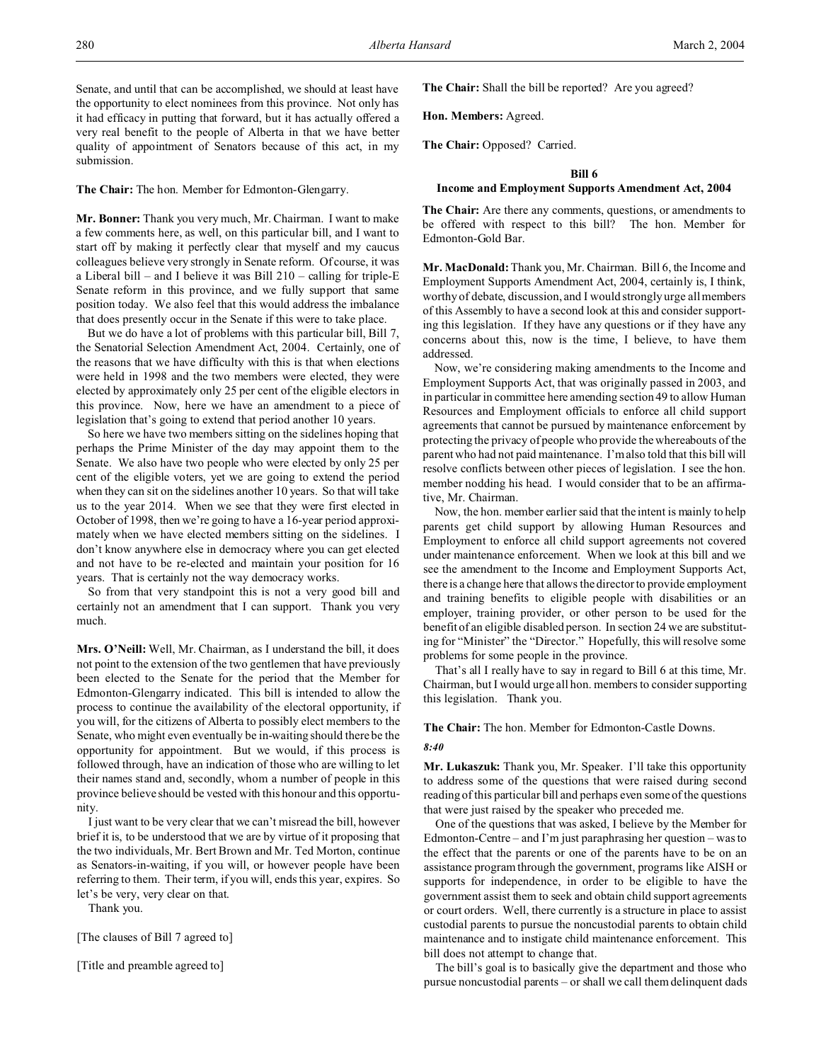Senate, and until that can be accomplished, we should at least have the opportunity to elect nominees from this province. Not only has it had efficacy in putting that forward, but it has actually offered a very real benefit to the people of Alberta in that we have better quality of appointment of Senators because of this act, in my submission.

**The Chair:** The hon. Member for Edmonton-Glengarry.

**Mr. Bonner:** Thank you very much, Mr. Chairman. I want to make a few comments here, as well, on this particular bill, and I want to start off by making it perfectly clear that myself and my caucus colleagues believe very strongly in Senate reform. Of course, it was a Liberal bill – and I believe it was Bill 210 – calling for triple-E Senate reform in this province, and we fully support that same position today. We also feel that this would address the imbalance that does presently occur in the Senate if this were to take place.

But we do have a lot of problems with this particular bill, Bill 7, the Senatorial Selection Amendment Act, 2004. Certainly, one of the reasons that we have difficulty with this is that when elections were held in 1998 and the two members were elected, they were elected by approximately only 25 per cent of the eligible electors in this province. Now, here we have an amendment to a piece of legislation that's going to extend that period another 10 years.

So here we have two members sitting on the sidelines hoping that perhaps the Prime Minister of the day may appoint them to the Senate. We also have two people who were elected by only 25 per cent of the eligible voters, yet we are going to extend the period when they can sit on the sidelines another 10 years. So that will take us to the year 2014. When we see that they were first elected in October of 1998, then we're going to have a 16-year period approximately when we have elected members sitting on the sidelines. I don't know anywhere else in democracy where you can get elected and not have to be re-elected and maintain your position for 16 years. That is certainly not the way democracy works.

So from that very standpoint this is not a very good bill and certainly not an amendment that I can support. Thank you very much.

**Mrs. O'Neill:** Well, Mr. Chairman, as I understand the bill, it does not point to the extension of the two gentlemen that have previously been elected to the Senate for the period that the Member for Edmonton-Glengarry indicated. This bill is intended to allow the process to continue the availability of the electoral opportunity, if you will, for the citizens of Alberta to possibly elect members to the Senate, who might even eventually be in-waiting should there be the opportunity for appointment. But we would, if this process is followed through, have an indication of those who are willing to let their names stand and, secondly, whom a number of people in this province believe should be vested with this honour and this opportunity.

I just want to be very clear that we can't misread the bill, however brief it is, to be understood that we are by virtue of it proposing that the two individuals, Mr. Bert Brown and Mr. Ted Morton, continue as Senators-in-waiting, if you will, or however people have been referring to them. Their term, if you will, ends this year, expires. So let's be very, very clear on that.

Thank you.

[The clauses of Bill 7 agreed to]

[Title and preamble agreed to]

**The Chair:** Shall the bill be reported? Are you agreed?

**Hon. Members:** Agreed.

**The Chair:** Opposed? Carried.

## Bill 6
## Income and Employment Supports Amendment Act, 2004

**The Chair:** Are there any comments, questions, or amendments to be offered with respect to this bill? The hon. Member for Edmonton-Gold Bar.

**Mr. MacDonald:** Thank you, Mr. Chairman. Bill 6, the Income and Employment Supports Amendment Act, 2004, certainly is, I think, worthy of debate, discussion, and I would strongly urge all members of this Assembly to have a second look at this and consider supporting this legislation. If they have any questions or if they have any concerns about this, now is the time, I believe, to have them addressed.

Now, we're considering making amendments to the Income and Employment Supports Act, that was originally passed in 2003, and in particular in committee here amending section 49 to allow Human Resources and Employment officials to enforce all child support agreements that cannot be pursued by maintenance enforcement by protecting the privacy of people who provide the whereabouts of the parent who had not paid maintenance. I'm also told that this bill will resolve conflicts between other pieces of legislation. I see the hon. member nodding his head. I would consider that to be an affirmative, Mr. Chairman.

Now, the hon. member earlier said that the intent is mainly to help parents get child support by allowing Human Resources and Employment to enforce all child support agreements not covered under maintenance enforcement. When we look at this bill and we see the amendment to the Income and Employment Supports Act, there is a change here that allows the director to provide employment and training benefits to eligible people with disabilities or an employer, training provider, or other person to be used for the benefit of an eligible disabled person. In section 24 we are substituting for "Minister" the "Director." Hopefully, this will resolve some problems for some people in the province.

That's all I really have to say in regard to Bill 6 at this time, Mr. Chairman, but I would urge all hon. members to consider supporting this legislation. Thank you.

**The Chair:** The hon. Member for Edmonton-Castle Downs.

*8:40*

**Mr. Lukaszuk:** Thank you, Mr. Speaker. I'll take this opportunity to address some of the questions that were raised during second reading of this particular bill and perhaps even some of the questions that were just raised by the speaker who preceded me.

One of the questions that was asked, I believe by the Member for Edmonton-Centre – and I'm just paraphrasing her question – was to the effect that the parents or one of the parents have to be on an assistance program through the government, programs like AISH or supports for independence, in order to be eligible to have the government assist them to seek and obtain child support agreements or court orders. Well, there currently is a structure in place to assist custodial parents to pursue the noncustodial parents to obtain child maintenance and to instigate child maintenance enforcement. This bill does not attempt to change that.

The bill's goal is to basically give the department and those who pursue noncustodial parents – or shall we call them delinquent dads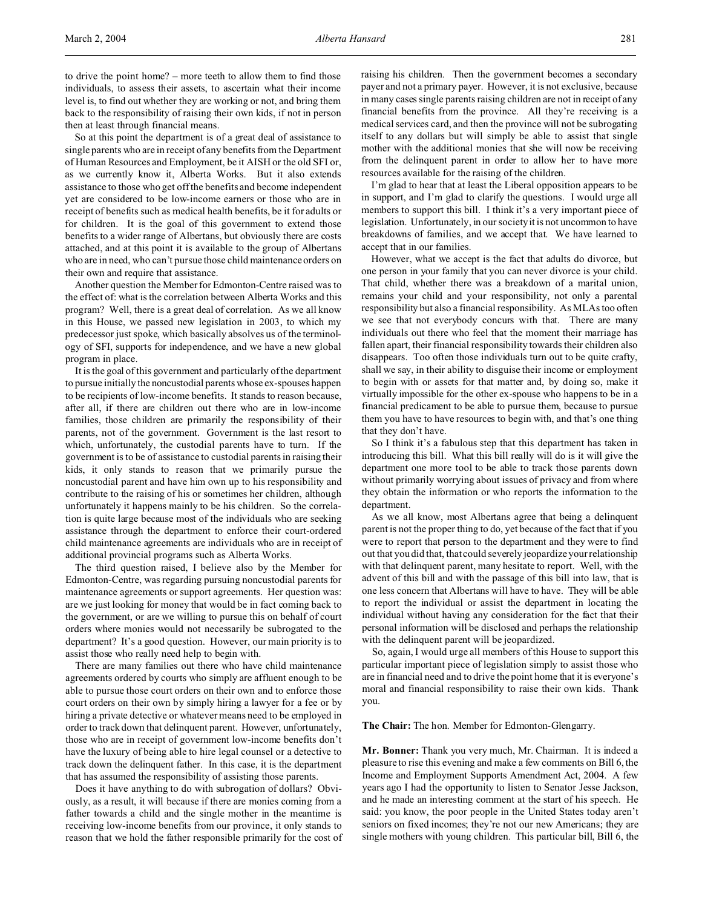to drive the point home? – more teeth to allow them to find those individuals, to assess their assets, to ascertain what their income level is, to find out whether they are working or not, and bring them back to the responsibility of raising their own kids, if not in person then at least through financial means.

So at this point the department is of a great deal of assistance to single parents who are in receipt of any benefits from the Department of Human Resources and Employment, be it AISH or the old SFI or, as we currently know it, Alberta Works. But it also extends assistance to those who get off the benefits and become independent yet are considered to be low-income earners or those who are in receipt of benefits such as medical health benefits, be it for adults or for children. It is the goal of this government to extend those benefits to a wider range of Albertans, but obviously there are costs attached, and at this point it is available to the group of Albertans who are in need, who can't pursue those child maintenance orders on their own and require that assistance.

Another question the Member for Edmonton-Centre raised was to the effect of: what is the correlation between Alberta Works and this program? Well, there is a great deal of correlation. As we all know in this House, we passed new legislation in 2003, to which my predecessor just spoke, which basically absolves us of the terminology of SFI, supports for independence, and we have a new global program in place.

It is the goal of this government and particularly of the department to pursue initially the noncustodial parents whose ex-spouses happen to be recipients of low-income benefits. It stands to reason because, after all, if there are children out there who are in low-income families, those children are primarily the responsibility of their parents, not of the government. Government is the last resort to which, unfortunately, the custodial parents have to turn. If the government is to be of assistance to custodial parents in raising their kids, it only stands to reason that we primarily pursue the noncustodial parent and have him own up to his responsibility and contribute to the raising of his or sometimes her children, although unfortunately it happens mainly to be his children. So the correlation is quite large because most of the individuals who are seeking assistance through the department to enforce their court-ordered child maintenance agreements are individuals who are in receipt of additional provincial programs such as Alberta Works.

The third question raised, I believe also by the Member for Edmonton-Centre, was regarding pursuing noncustodial parents for maintenance agreements or support agreements. Her question was: are we just looking for money that would be in fact coming back to the government, or are we willing to pursue this on behalf of court orders where monies would not necessarily be subrogated to the department? It's a good question. However, our main priority is to assist those who really need help to begin with.

There are many families out there who have child maintenance agreements ordered by courts who simply are affluent enough to be able to pursue those court orders on their own and to enforce those court orders on their own by simply hiring a lawyer for a fee or by hiring a private detective or whatever means need to be employed in order to track down that delinquent parent. However, unfortunately, those who are in receipt of government low-income benefits don't have the luxury of being able to hire legal counsel or a detective to track down the delinquent father. In this case, it is the department that has assumed the responsibility of assisting those parents.

Does it have anything to do with subrogation of dollars? Obviously, as a result, it will because if there are monies coming from a father towards a child and the single mother in the meantime is receiving low-income benefits from our province, it only stands to reason that we hold the father responsible primarily for the cost of raising his children. Then the government becomes a secondary payer and not a primary payer. However, it is not exclusive, because in many cases single parents raising children are not in receipt of any financial benefits from the province. All they're receiving is a medical services card, and then the province will not be subrogating itself to any dollars but will simply be able to assist that single mother with the additional monies that she will now be receiving from the delinquent parent in order to allow her to have more resources available for the raising of the children.

I'm glad to hear that at least the Liberal opposition appears to be in support, and I'm glad to clarify the questions. I would urge all members to support this bill. I think it's a very important piece of legislation. Unfortunately, in our society it is not uncommon to have breakdowns of families, and we accept that. We have learned to accept that in our families.

However, what we accept is the fact that adults do divorce, but one person in your family that you can never divorce is your child. That child, whether there was a breakdown of a marital union, remains your child and your responsibility, not only a parental responsibility but also a financial responsibility. As MLAs too often we see that not everybody concurs with that. There are many individuals out there who feel that the moment their marriage has fallen apart, their financial responsibility towards their children also disappears. Too often those individuals turn out to be quite crafty, shall we say, in their ability to disguise their income or employment to begin with or assets for that matter and, by doing so, make it virtually impossible for the other ex-spouse who happens to be in a financial predicament to be able to pursue them, because to pursue them you have to have resources to begin with, and that's one thing that they don't have.

So I think it's a fabulous step that this department has taken in introducing this bill. What this bill really will do is it will give the department one more tool to be able to track those parents down without primarily worrying about issues of privacy and from where they obtain the information or who reports the information to the department.

As we all know, most Albertans agree that being a delinquent parent is not the proper thing to do, yet because of the fact that if you were to report that person to the department and they were to find out that you did that, that could severely jeopardize your relationship with that delinquent parent, many hesitate to report. Well, with the advent of this bill and with the passage of this bill into law, that is one less concern that Albertans will have to have. They will be able to report the individual or assist the department in locating the individual without having any consideration for the fact that their personal information will be disclosed and perhaps the relationship with the delinquent parent will be jeopardized.

So, again, I would urge all members of this House to support this particular important piece of legislation simply to assist those who are in financial need and to drive the point home that it is everyone's moral and financial responsibility to raise their own kids. Thank you.

**The Chair:** The hon. Member for Edmonton-Glengarry.

**Mr. Bonner:** Thank you very much, Mr. Chairman. It is indeed a pleasure to rise this evening and make a few comments on Bill 6, the Income and Employment Supports Amendment Act, 2004. A few years ago I had the opportunity to listen to Senator Jesse Jackson, and he made an interesting comment at the start of his speech. He said: you know, the poor people in the United States today aren't seniors on fixed incomes; they're not our new Americans; they are single mothers with young children. This particular bill, Bill 6, the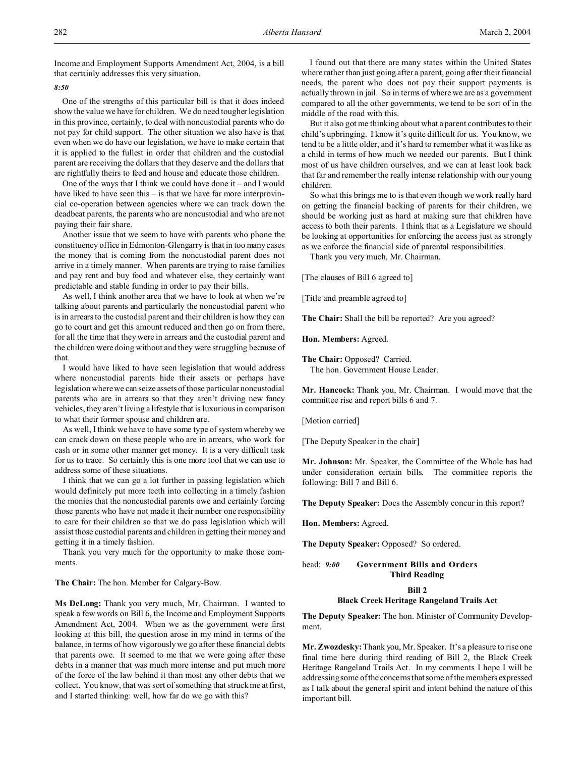Income and Employment Supports Amendment Act, 2004, is a bill that certainly addresses this very situation.

*8:50*

One of the strengths of this particular bill is that it does indeed show the value we have for children. We do need tougher legislation in this province, certainly, to deal with noncustodial parents who do not pay for child support. The other situation we also have is that even when we do have our legislation, we have to make certain that it is applied to the fullest in order that children and the custodial parent are receiving the dollars that they deserve and the dollars that are rightfully theirs to feed and house and educate those children.

One of the ways that I think we could have done it – and I would have liked to have seen this – is that we have far more interprovincial co-operation between agencies where we can track down the deadbeat parents, the parents who are noncustodial and who are not paying their fair share.

Another issue that we seem to have with parents who phone the constituency office in Edmonton-Glengarry is that in too many cases the money that is coming from the noncustodial parent does not arrive in a timely manner. When parents are trying to raise families and pay rent and buy food and whatever else, they certainly want predictable and stable funding in order to pay their bills.

As well, I think another area that we have to look at when we're talking about parents and particularly the noncustodial parent who is in arrears to the custodial parent and their children is how they can go to court and get this amount reduced and then go on from there, for all the time that they were in arrears and the custodial parent and the children were doing without and they were struggling because of that.

I would have liked to have seen legislation that would address where noncustodial parents hide their assets or perhaps have legislation where we can seize assets of those particular noncustodial parents who are in arrears so that they aren't driving new fancy vehicles, they aren't living a lifestyle that is luxurious in comparison to what their former spouse and children are.

As well, I think we have to have some type of system whereby we can crack down on these people who are in arrears, who work for cash or in some other manner get money. It is a very difficult task for us to trace. So certainly this is one more tool that we can use to address some of these situations.

I think that we can go a lot further in passing legislation which would definitely put more teeth into collecting in a timely fashion the monies that the noncustodial parents owe and certainly forcing those parents who have not made it their number one responsibility to care for their children so that we do pass legislation which will assist those custodial parents and children in getting their money and getting it in a timely fashion.

Thank you very much for the opportunity to make those comments.

**The Chair:** The hon. Member for Calgary-Bow.

**Ms DeLong:** Thank you very much, Mr. Chairman. I wanted to speak a few words on Bill 6, the Income and Employment Supports Amendment Act, 2004. When we as the government were first looking at this bill, the question arose in my mind in terms of the balance, in terms of how vigorously we go after these financial debts that parents owe. It seemed to me that we were going after these debts in a manner that was much more intense and put much more of the force of the law behind it than most any other debts that we collect. You know, that was sort of something that struck me at first, and I started thinking: well, how far do we go with this?

I found out that there are many states within the United States where rather than just going after a parent, going after their financial needs, the parent who does not pay their support payments is actually thrown in jail. So in terms of where we are as a government compared to all the other governments, we tend to be sort of in the middle of the road with this.

But it also got me thinking about what a parent contributes to their child's upbringing. I know it's quite difficult for us. You know, we tend to be a little older, and it's hard to remember what it was like as a child in terms of how much we needed our parents. But I think most of us have children ourselves, and we can at least look back that far and remember the really intense relationship with our young children.

So what this brings me to is that even though we work really hard on getting the financial backing of parents for their children, we should be working just as hard at making sure that children have access to both their parents. I think that as a Legislature we should be looking at opportunities for enforcing the access just as strongly as we enforce the financial side of parental responsibilities.

Thank you very much, Mr. Chairman.

[The clauses of Bill 6 agreed to]

[Title and preamble agreed to]

**The Chair:** Shall the bill be reported? Are you agreed?

**Hon. Members:** Agreed.

**The Chair:** Opposed? Carried.
The hon. Government House Leader.

**Mr. Hancock:** Thank you, Mr. Chairman. I would move that the committee rise and report bills 6 and 7.

[Motion carried]

[The Deputy Speaker in the chair]

**Mr. Johnson:** Mr. Speaker, the Committee of the Whole has had under consideration certain bills. The committee reports the following: Bill 7 and Bill 6.

**The Deputy Speaker:** Does the Assembly concur in this report?

**Hon. Members:** Agreed.

**The Deputy Speaker:** Opposed? So ordered.

head: *9:00* **Government Bills and Orders**
**Third Reading**

## Bill 2
## Black Creek Heritage Rangeland Trails Act

**The Deputy Speaker:** The hon. Minister of Community Development.

**Mr. Zwozdesky:** Thank you, Mr. Speaker. It's a pleasure to rise one final time here during third reading of Bill 2, the Black Creek Heritage Rangeland Trails Act. In my comments I hope I will be addressing some of the concerns that some of the members expressed as I talk about the general spirit and intent behind the nature of this important bill.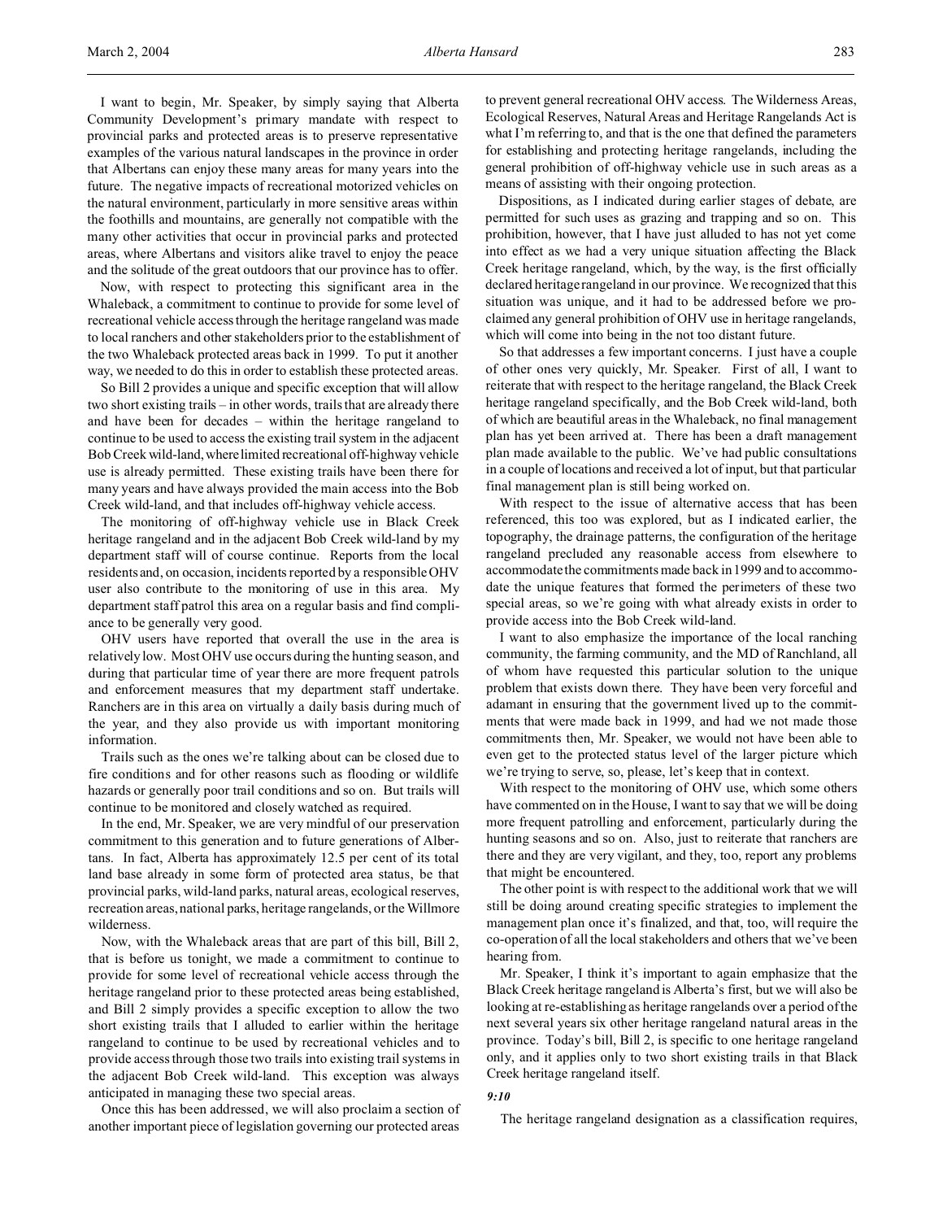I want to begin, Mr. Speaker, by simply saying that Alberta Community Development's primary mandate with respect to provincial parks and protected areas is to preserve representative examples of the various natural landscapes in the province in order that Albertans can enjoy these many areas for many years into the future. The negative impacts of recreational motorized vehicles on the natural environment, particularly in more sensitive areas within the foothills and mountains, are generally not compatible with the many other activities that occur in provincial parks and protected areas, where Albertans and visitors alike travel to enjoy the peace and the solitude of the great outdoors that our province has to offer.

Now, with respect to protecting this significant area in the Whaleback, a commitment to continue to provide for some level of recreational vehicle access through the heritage rangeland was made to local ranchers and other stakeholders prior to the establishment of the two Whaleback protected areas back in 1999. To put it another way, we needed to do this in order to establish these protected areas.

So Bill 2 provides a unique and specific exception that will allow two short existing trails – in other words, trails that are already there and have been for decades – within the heritage rangeland to continue to be used to access the existing trail system in the adjacent Bob Creek wild-land, where limited recreational off-highway vehicle use is already permitted. These existing trails have been there for many years and have always provided the main access into the Bob Creek wild-land, and that includes off-highway vehicle access.

The monitoring of off-highway vehicle use in Black Creek heritage rangeland and in the adjacent Bob Creek wild-land by my department staff will of course continue. Reports from the local residents and, on occasion, incidents reported by a responsible OHV user also contribute to the monitoring of use in this area. My department staff patrol this area on a regular basis and find compliance to be generally very good.

OHV users have reported that overall the use in the area is relatively low. Most OHV use occurs during the hunting season, and during that particular time of year there are more frequent patrols and enforcement measures that my department staff undertake. Ranchers are in this area on virtually a daily basis during much of the year, and they also provide us with important monitoring information.

Trails such as the ones we're talking about can be closed due to fire conditions and for other reasons such as flooding or wildlife hazards or generally poor trail conditions and so on. But trails will continue to be monitored and closely watched as required.

In the end, Mr. Speaker, we are very mindful of our preservation commitment to this generation and to future generations of Albertans. In fact, Alberta has approximately 12.5 per cent of its total land base already in some form of protected area status, be that provincial parks, wild-land parks, natural areas, ecological reserves, recreation areas, national parks, heritage rangelands, or the Willmore wilderness.

Now, with the Whaleback areas that are part of this bill, Bill 2, that is before us tonight, we made a commitment to continue to provide for some level of recreational vehicle access through the heritage rangeland prior to these protected areas being established, and Bill 2 simply provides a specific exception to allow the two short existing trails that I alluded to earlier within the heritage rangeland to continue to be used by recreational vehicles and to provide access through those two trails into existing trail systems in the adjacent Bob Creek wild-land. This exception was always anticipated in managing these two special areas.

Once this has been addressed, we will also proclaim a section of another important piece of legislation governing our protected areas to prevent general recreational OHV access. The Wilderness Areas, Ecological Reserves, Natural Areas and Heritage Rangelands Act is what I'm referring to, and that is the one that defined the parameters for establishing and protecting heritage rangelands, including the general prohibition of off-highway vehicle use in such areas as a means of assisting with their ongoing protection.

Dispositions, as I indicated during earlier stages of debate, are permitted for such uses as grazing and trapping and so on. This prohibition, however, that I have just alluded to has not yet come into effect as we had a very unique situation affecting the Black Creek heritage rangeland, which, by the way, is the first officially declared heritage rangeland in our province. We recognized that this situation was unique, and it had to be addressed before we proclaimed any general prohibition of OHV use in heritage rangelands, which will come into being in the not too distant future.

So that addresses a few important concerns. I just have a couple of other ones very quickly, Mr. Speaker. First of all, I want to reiterate that with respect to the heritage rangeland, the Black Creek heritage rangeland specifically, and the Bob Creek wild-land, both of which are beautiful areas in the Whaleback, no final management plan has yet been arrived at. There has been a draft management plan made available to the public. We've had public consultations in a couple of locations and received a lot of input, but that particular final management plan is still being worked on.

With respect to the issue of alternative access that has been referenced, this too was explored, but as I indicated earlier, the topography, the drainage patterns, the configuration of the heritage rangeland precluded any reasonable access from elsewhere to accommodate the commitments made back in 1999 and to accommodate the unique features that formed the perimeters of these two special areas, so we're going with what already exists in order to provide access into the Bob Creek wild-land.

I want to also emphasize the importance of the local ranching community, the farming community, and the MD of Ranchland, all of whom have requested this particular solution to the unique problem that exists down there. They have been very forceful and adamant in ensuring that the government lived up to the commitments that were made back in 1999, and had we not made those commitments then, Mr. Speaker, we would not have been able to even get to the protected status level of the larger picture which we're trying to serve, so, please, let's keep that in context.

With respect to the monitoring of OHV use, which some others have commented on in the House, I want to say that we will be doing more frequent patrolling and enforcement, particularly during the hunting seasons and so on. Also, just to reiterate that ranchers are there and they are very vigilant, and they, too, report any problems that might be encountered.

The other point is with respect to the additional work that we will still be doing around creating specific strategies to implement the management plan once it's finalized, and that, too, will require the co-operation of all the local stakeholders and others that we've been hearing from.

Mr. Speaker, I think it's important to again emphasize that the Black Creek heritage rangeland is Alberta's first, but we will also be looking at re-establishing as heritage rangelands over a period of the next several years six other heritage rangeland natural areas in the province. Today's bill, Bill 2, is specific to one heritage rangeland only, and it applies only to two short existing trails in that Black Creek heritage rangeland itself.

*9:10*

The heritage rangeland designation as a classification requires,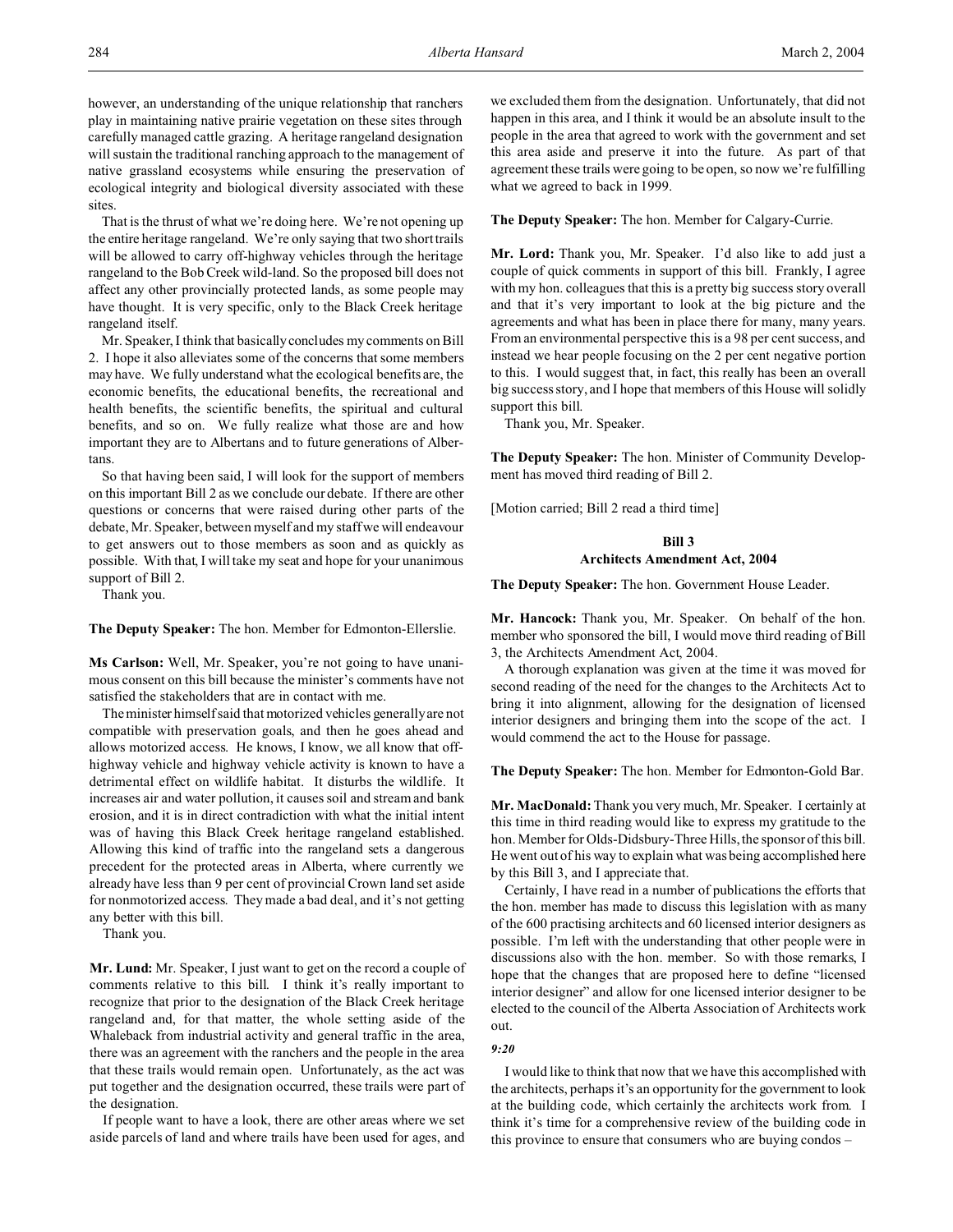however, an understanding of the unique relationship that ranchers play in maintaining native prairie vegetation on these sites through carefully managed cattle grazing. A heritage rangeland designation will sustain the traditional ranching approach to the management of native grassland ecosystems while ensuring the preservation of ecological integrity and biological diversity associated with these sites.

That is the thrust of what we're doing here. We're not opening up the entire heritage rangeland. We're only saying that two short trails will be allowed to carry off-highway vehicles through the heritage rangeland to the Bob Creek wild-land. So the proposed bill does not affect any other provincially protected lands, as some people may have thought. It is very specific, only to the Black Creek heritage rangeland itself.

Mr. Speaker, I think that basically concludes my comments on Bill 2. I hope it also alleviates some of the concerns that some members may have. We fully understand what the ecological benefits are, the economic benefits, the educational benefits, the recreational and health benefits, the scientific benefits, the spiritual and cultural benefits, and so on. We fully realize what those are and how important they are to Albertans and to future generations of Albertans.

So that having been said, I will look for the support of members on this important Bill 2 as we conclude our debate. If there are other questions or concerns that were raised during other parts of the debate, Mr. Speaker, between myself and my staff we will endeavour to get answers out to those members as soon and as quickly as possible. With that, I will take my seat and hope for your unanimous support of Bill 2.

Thank you.

**The Deputy Speaker:** The hon. Member for Edmonton-Ellerslie.

**Ms Carlson:** Well, Mr. Speaker, you're not going to have unanimous consent on this bill because the minister's comments have not satisfied the stakeholders that are in contact with me.

The minister himself said that motorized vehicles generally are not compatible with preservation goals, and then he goes ahead and allows motorized access. He knows, I know, we all know that off-highway vehicle and highway vehicle activity is known to have a detrimental effect on wildlife habitat. It disturbs the wildlife. It increases air and water pollution, it causes soil and stream and bank erosion, and it is in direct contradiction with what the initial intent was of having this Black Creek heritage rangeland established. Allowing this kind of traffic into the rangeland sets a dangerous precedent for the protected areas in Alberta, where currently we already have less than 9 per cent of provincial Crown land set aside for nonmotorized access. They made a bad deal, and it's not getting any better with this bill.

Thank you.

**Mr. Lund:** Mr. Speaker, I just want to get on the record a couple of comments relative to this bill. I think it's really important to recognize that prior to the designation of the Black Creek heritage rangeland and, for that matter, the whole setting aside of the Whaleback from industrial activity and general traffic in the area, there was an agreement with the ranchers and the people in the area that these trails would remain open. Unfortunately, as the act was put together and the designation occurred, these trails were part of the designation.

If people want to have a look, there are other areas where we set aside parcels of land and where trails have been used for ages, and we excluded them from the designation. Unfortunately, that did not happen in this area, and I think it would be an absolute insult to the people in the area that agreed to work with the government and set this area aside and preserve it into the future. As part of that agreement these trails were going to be open, so now we're fulfilling what we agreed to back in 1999.

**The Deputy Speaker:** The hon. Member for Calgary-Currie.

**Mr. Lord:** Thank you, Mr. Speaker. I'd also like to add just a couple of quick comments in support of this bill. Frankly, I agree with my hon. colleagues that this is a pretty big success story overall and that it's very important to look at the big picture and the agreements and what has been in place there for many, many years. From an environmental perspective this is a 98 per cent success, and instead we hear people focusing on the 2 per cent negative portion to this. I would suggest that, in fact, this really has been an overall big success story, and I hope that members of this House will solidly support this bill.

Thank you, Mr. Speaker.

**The Deputy Speaker:** The hon. Minister of Community Development has moved third reading of Bill 2.

[Motion carried; Bill 2 read a third time]

## Bill 3
## Architects Amendment Act, 2004

**The Deputy Speaker:** The hon. Government House Leader.

**Mr. Hancock:** Thank you, Mr. Speaker. On behalf of the hon. member who sponsored the bill, I would move third reading of Bill 3, the Architects Amendment Act, 2004.

A thorough explanation was given at the time it was moved for second reading of the need for the changes to the Architects Act to bring it into alignment, allowing for the designation of licensed interior designers and bringing them into the scope of the act. I would commend the act to the House for passage.

**The Deputy Speaker:** The hon. Member for Edmonton-Gold Bar.

**Mr. MacDonald:** Thank you very much, Mr. Speaker. I certainly at this time in third reading would like to express my gratitude to the hon. Member for Olds-Didsbury-Three Hills, the sponsor of this bill. He went out of his way to explain what was being accomplished here by this Bill 3, and I appreciate that.

Certainly, I have read in a number of publications the efforts that the hon. member has made to discuss this legislation with as many of the 600 practising architects and 60 licensed interior designers as possible. I'm left with the understanding that other people were in discussions also with the hon. member. So with those remarks, I hope that the changes that are proposed here to define "licensed interior designer" and allow for one licensed interior designer to be elected to the council of the Alberta Association of Architects work out.

*9:20*

I would like to think that now that we have this accomplished with the architects, perhaps it's an opportunity for the government to look at the building code, which certainly the architects work from. I think it's time for a comprehensive review of the building code in this province to ensure that consumers who are buying condos –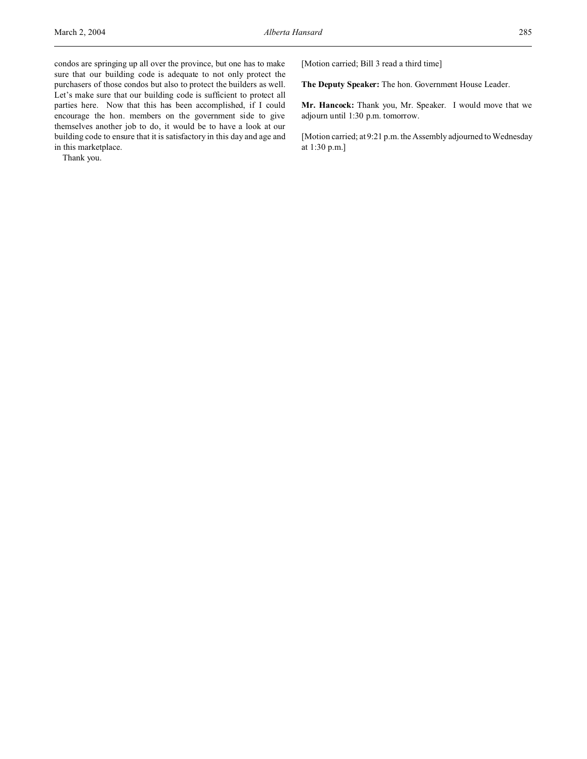condos are springing up all over the province, but one has to make sure that our building code is adequate to not only protect the purchasers of those condos but also to protect the builders as well. Let's make sure that our building code is sufficient to protect all parties here. Now that this has been accomplished, if I could encourage the hon. members on the government side to give themselves another job to do, it would be to have a look at our building code to ensure that it is satisfactory in this day and age and in this marketplace.

Thank you.

[Motion carried; Bill 3 read a third time]

**The Deputy Speaker:** The hon. Government House Leader.

**Mr. Hancock:** Thank you, Mr. Speaker. I would move that we adjourn until 1:30 p.m. tomorrow.

[Motion carried; at 9:21 p.m. the Assembly adjourned to Wednesday at 1:30 p.m.]